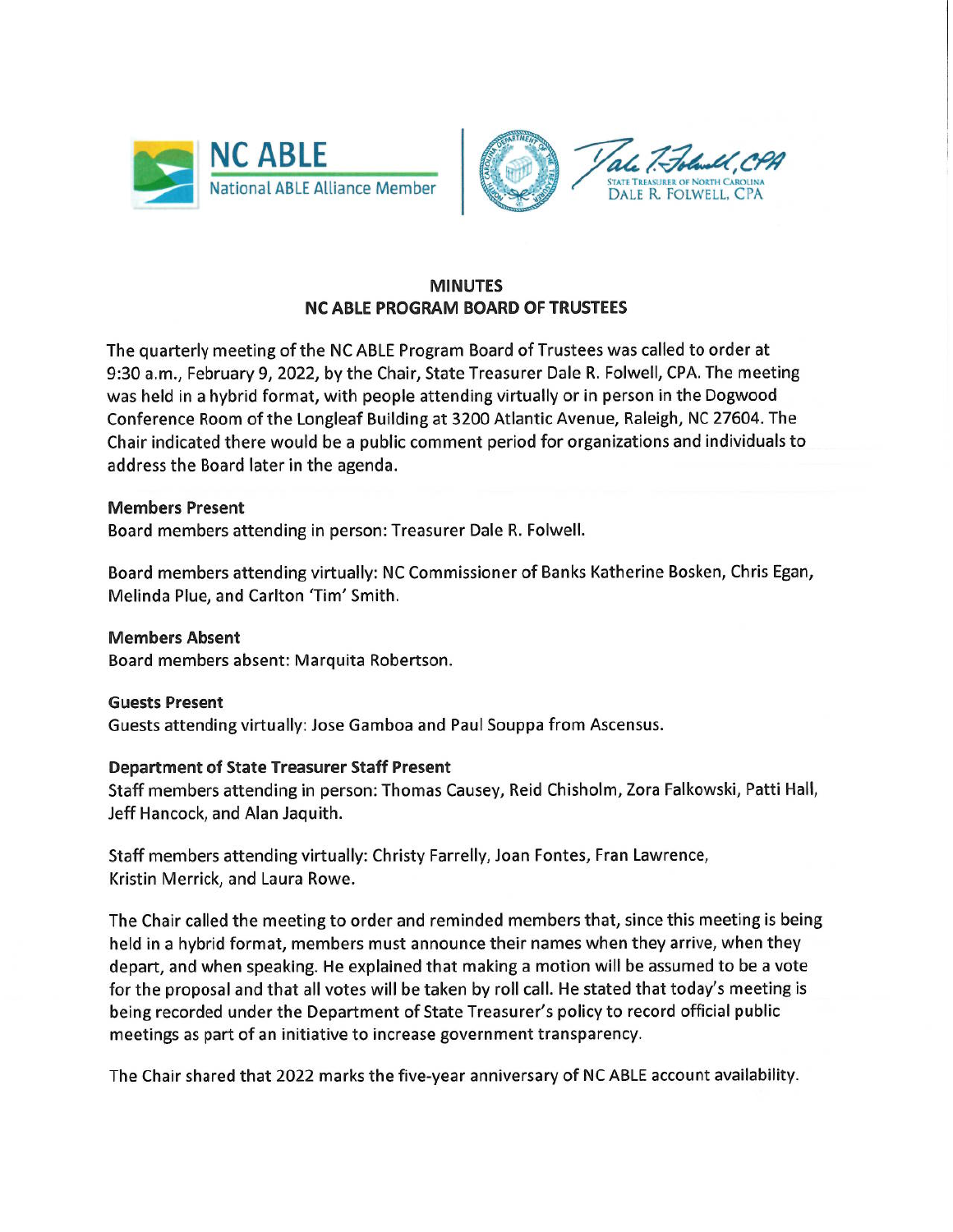NC ABLE
National ABLE Alliance Member

STATE TREASURER OF NORTH CAROLINA
DALE R. FOLWELL, CPA

# MINUTES
## NC ABLE PROGRAM BOARD OF TRUSTEES

The quarterly meeting of the NC ABLE Program Board of Trustees was called to order at 9:30 a.m., February 9, 2022, by the Chair, State Treasurer Dale R. Folwell, CPA. The meeting was held in a hybrid format, with people attending virtually or in person in the Dogwood Conference Room of the Longleaf Building at 3200 Atlantic Avenue, Raleigh, NC 27604. The Chair indicated there would be a public comment period for organizations and individuals to address the Board later in the agenda.

**Members Present**

Board members attending in person: Treasurer Dale R. Folwell.

Board members attending virtually: NC Commissioner of Banks Katherine Bosken, Chris Egan, Melinda Plue, and Carlton 'Tim' Smith.

**Members Absent**

Board members absent: Marquita Robertson.

**Guests Present**

Guests attending virtually: Jose Gamboa and Paul Souppa from Ascensus.

**Department of State Treasurer Staff Present**

Staff members attending in person: Thomas Causey, Reid Chisholm, Zora Falkowski, Patti Hall, Jeff Hancock, and Alan Jaquith.

Staff members attending virtually: Christy Farrelly, Joan Fontes, Fran Lawrence, Kristin Merrick, and Laura Rowe.

The Chair called the meeting to order and reminded members that, since this meeting is being held in a hybrid format, members must announce their names when they arrive, when they depart, and when speaking. He explained that making a motion will be assumed to be a vote for the proposal and that all votes will be taken by roll call. He stated that today's meeting is being recorded under the Department of State Treasurer's policy to record official public meetings as part of an initiative to increase government transparency.

The Chair shared that 2022 marks the five-year anniversary of NC ABLE account availability.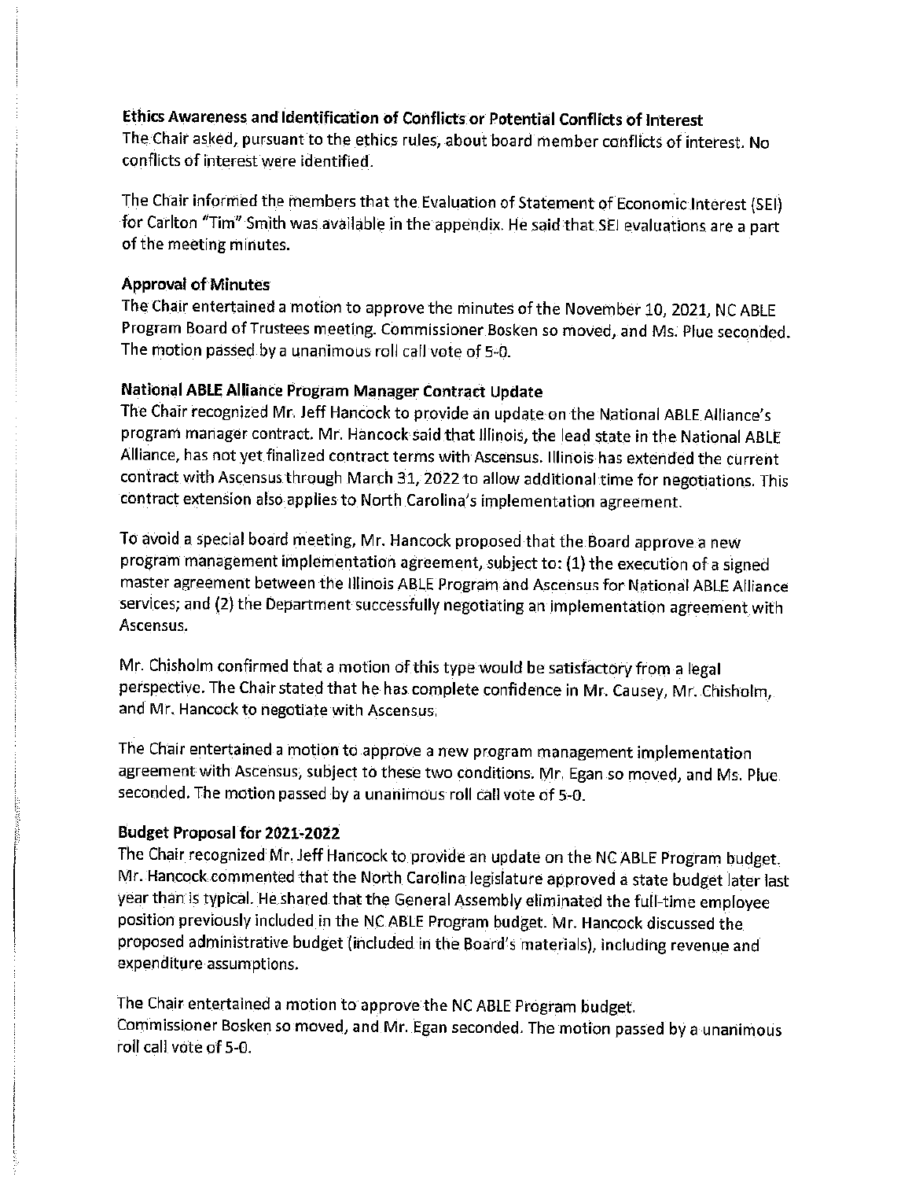**Ethics Awareness and Identification of Conflicts or Potential Conflicts of Interest**

The Chair asked, pursuant to the ethics rules, about board member conflicts of interest. No conflicts of interest were identified.

The Chair informed the members that the Evaluation of Statement of Economic Interest (SEI) for Carlton "Tim" Smith was available in the appendix. He said that SEI evaluations are a part of the meeting minutes.

**Approval of Minutes**

The Chair entertained a motion to approve the minutes of the November 10, 2021, NC ABLE Program Board of Trustees meeting. Commissioner Bosken so moved, and Ms. Plue seconded. The motion passed by a unanimous roll call vote of 5-0.

**National ABLE Alliance Program Manager Contract Update**

The Chair recognized Mr. Jeff Hancock to provide an update on the National ABLE Alliance's program manager contract. Mr. Hancock said that Illinois, the lead state in the National ABLE Alliance, has not yet finalized contract terms with Ascensus. Illinois has extended the current contract with Ascensus through March 31, 2022 to allow additional time for negotiations. This contract extension also applies to North Carolina's implementation agreement.

To avoid a special board meeting, Mr. Hancock proposed that the Board approve a new program management implementation agreement, subject to: (1) the execution of a signed master agreement between the Illinois ABLE Program and Ascensus for National ABLE Alliance services; and (2) the Department successfully negotiating an implementation agreement with Ascensus.

Mr. Chisholm confirmed that a motion of this type would be satisfactory from a legal perspective. The Chair stated that he has complete confidence in Mr. Causey, Mr. Chisholm, and Mr. Hancock to negotiate with Ascensus.

The Chair entertained a motion to approve a new program management implementation agreement with Ascensus, subject to these two conditions. Mr. Egan so moved, and Ms. Plue seconded. The motion passed by a unanimous roll call vote of 5-0.

**Budget Proposal for 2021-2022**

The Chair recognized Mr. Jeff Hancock to provide an update on the NC ABLE Program budget. Mr. Hancock commented that the North Carolina legislature approved a state budget later last year than is typical. He shared that the General Assembly eliminated the full-time employee position previously included in the NC ABLE Program budget. Mr. Hancock discussed the proposed administrative budget (included in the Board's materials), including revenue and expenditure assumptions.

The Chair entertained a motion to approve the NC ABLE Program budget. Commissioner Bosken so moved, and Mr. Egan seconded. The motion passed by a unanimous roll call vote of 5-0.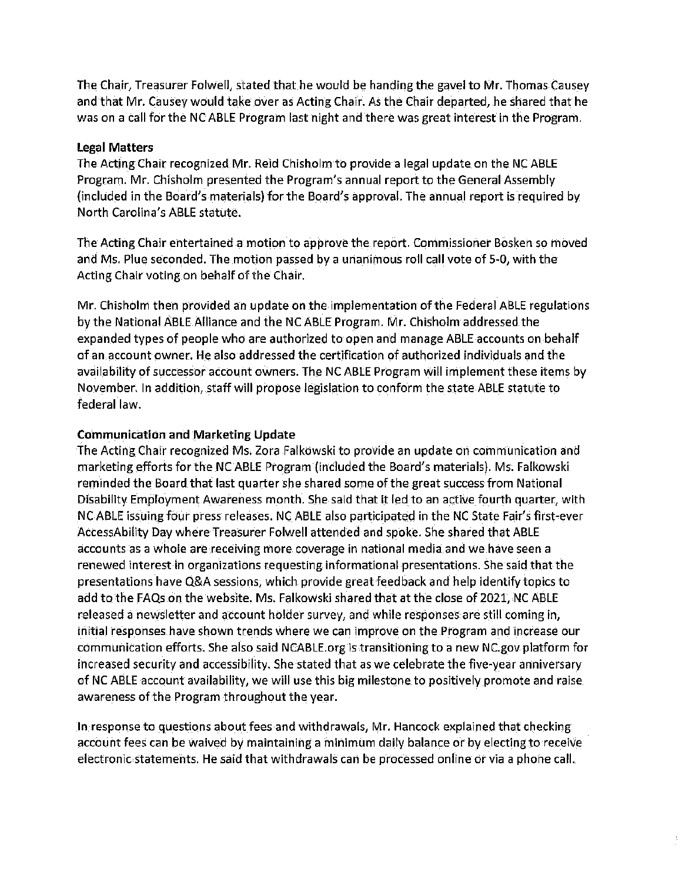The Chair, Treasurer Folwell, stated that he would be handing the gavel to Mr. Thomas Causey and that Mr. Causey would take over as Acting Chair. As the Chair departed, he shared that he was on a call for the NC ABLE Program last night and there was great interest in the Program.

**Legal Matters**

The Acting Chair recognized Mr. Reid Chisholm to provide a legal update on the NC ABLE Program. Mr. Chisholm presented the Program's annual report to the General Assembly (included in the Board's materials) for the Board's approval. The annual report is required by North Carolina's ABLE statute.

The Acting Chair entertained a motion to approve the report. Commissioner Bosken so moved and Ms. Plue seconded. The motion passed by a unanimous roll call vote of 5-0, with the Acting Chair voting on behalf of the Chair.

Mr. Chisholm then provided an update on the implementation of the Federal ABLE regulations by the National ABLE Alliance and the NC ABLE Program. Mr. Chisholm addressed the expanded types of people who are authorized to open and manage ABLE accounts on behalf of an account owner. He also addressed the certification of authorized individuals and the availability of successor account owners. The NC ABLE Program will implement these items by November. In addition, staff will propose legislation to conform the state ABLE statute to federal law.

**Communication and Marketing Update**

The Acting Chair recognized Ms. Zora Falkowski to provide an update on communication and marketing efforts for the NC ABLE Program (included the Board's materials). Ms. Falkowski reminded the Board that last quarter she shared some of the great success from National Disability Employment Awareness month. She said that it led to an active fourth quarter, with NC ABLE issuing four press releases. NC ABLE also participated in the NC State Fair's first-ever AccessAbility Day where Treasurer Folwell attended and spoke. She shared that ABLE accounts as a whole are receiving more coverage in national media and we have seen a renewed interest in organizations requesting informational presentations. She said that the presentations have Q&A sessions, which provide great feedback and help identify topics to add to the FAQs on the website. Ms. Falkowski shared that at the close of 2021, NC ABLE released a newsletter and account holder survey, and while responses are still coming in, initial responses have shown trends where we can improve on the Program and increase our communication efforts. She also said NCABLE.org is transitioning to a new NC.gov platform for increased security and accessibility. She stated that as we celebrate the five-year anniversary of NC ABLE account availability, we will use this big milestone to positively promote and raise awareness of the Program throughout the year.

In response to questions about fees and withdrawals, Mr. Hancock explained that checking account fees can be waived by maintaining a minimum daily balance or by electing to receive electronic statements. He said that withdrawals can be processed online or via a phone call.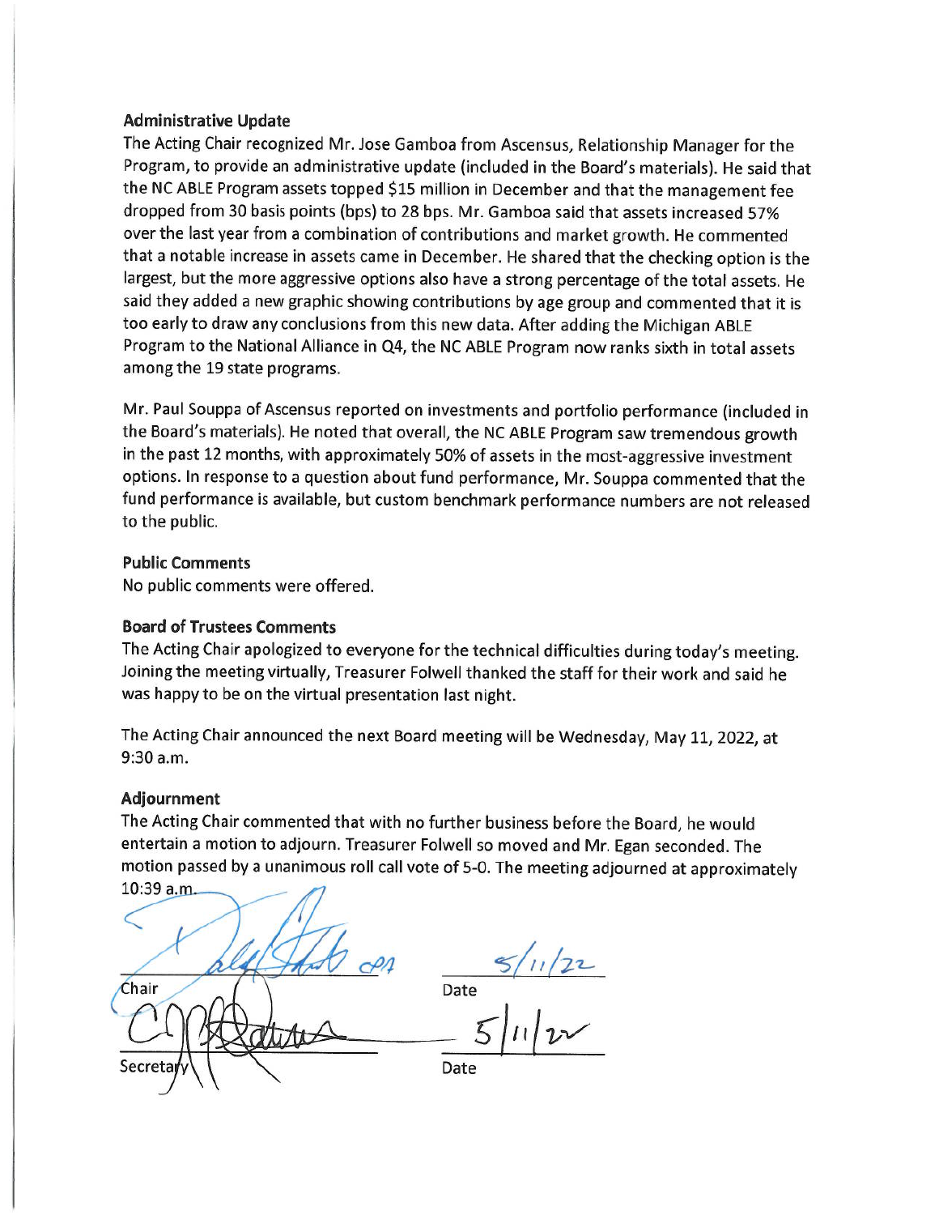**Administrative Update**

The Acting Chair recognized Mr. Jose Gamboa from Ascensus, Relationship Manager for the Program, to provide an administrative update (included in the Board's materials). He said that the NC ABLE Program assets topped $15 million in December and that the management fee dropped from 30 basis points (bps) to 28 bps. Mr. Gamboa said that assets increased 57% over the last year from a combination of contributions and market growth. He commented that a notable increase in assets came in December. He shared that the checking option is the largest, but the more aggressive options also have a strong percentage of the total assets. He said they added a new graphic showing contributions by age group and commented that it is too early to draw any conclusions from this new data. After adding the Michigan ABLE Program to the National Alliance in Q4, the NC ABLE Program now ranks sixth in total assets among the 19 state programs.

Mr. Paul Souppa of Ascensus reported on investments and portfolio performance (included in the Board's materials). He noted that overall, the NC ABLE Program saw tremendous growth in the past 12 months, with approximately 50% of assets in the most-aggressive investment options. In response to a question about fund performance, Mr. Souppa commented that the fund performance is available, but custom benchmark performance numbers are not released to the public.

**Public Comments**

No public comments were offered.

**Board of Trustees Comments**

The Acting Chair apologized to everyone for the technical difficulties during today's meeting. Joining the meeting virtually, Treasurer Folwell thanked the staff for their work and said he was happy to be on the virtual presentation last night.

The Acting Chair announced the next Board meeting will be Wednesday, May 11, 2022, at 9:30 a.m.

**Adjournment**

The Acting Chair commented that with no further business before the Board, he would entertain a motion to adjourn. Treasurer Folwell so moved and Mr. Egan seconded. The motion passed by a unanimous roll call vote of 5-0. The meeting adjourned at approximately 10:39 a.m.

Chair — Date: 5/11/22

Secretary — Date: 5/11/22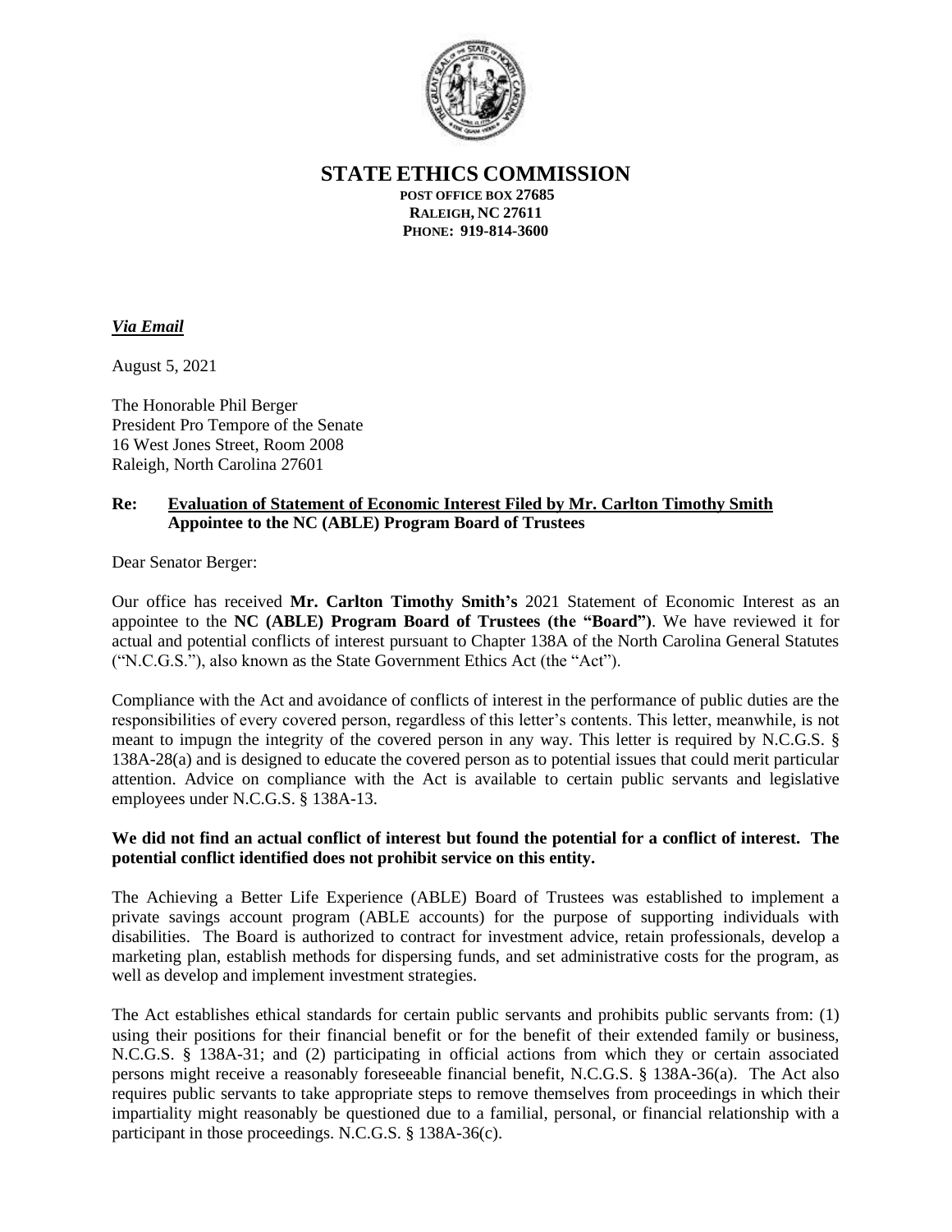**STATE ETHICS COMMISSION**

**POST OFFICE BOX 27685**
**RALEIGH, NC 27611**
**PHONE: 919-814-3600**

***Via Email***

August 5, 2021

The Honorable Phil Berger
President Pro Tempore of the Senate
16 West Jones Street, Room 2008
Raleigh, North Carolina 27601

**Re: <u>Evaluation of Statement of Economic Interest Filed by Mr. Carlton Timothy Smith</u>**
**Appointee to the NC (ABLE) Program Board of Trustees**

Dear Senator Berger:

Our office has received **Mr. Carlton Timothy Smith's** 2021 Statement of Economic Interest as an appointee to the **NC (ABLE) Program Board of Trustees (the "Board")**. We have reviewed it for actual and potential conflicts of interest pursuant to Chapter 138A of the North Carolina General Statutes ("N.C.G.S."), also known as the State Government Ethics Act (the "Act").

Compliance with the Act and avoidance of conflicts of interest in the performance of public duties are the responsibilities of every covered person, regardless of this letter's contents. This letter, meanwhile, is not meant to impugn the integrity of the covered person in any way. This letter is required by N.C.G.S. § 138A-28(a) and is designed to educate the covered person as to potential issues that could merit particular attention. Advice on compliance with the Act is available to certain public servants and legislative employees under N.C.G.S. § 138A-13.

**We did not find an actual conflict of interest but found the potential for a conflict of interest. The potential conflict identified does not prohibit service on this entity.**

The Achieving a Better Life Experience (ABLE) Board of Trustees was established to implement a private savings account program (ABLE accounts) for the purpose of supporting individuals with disabilities. The Board is authorized to contract for investment advice, retain professionals, develop a marketing plan, establish methods for dispersing funds, and set administrative costs for the program, as well as develop and implement investment strategies.

The Act establishes ethical standards for certain public servants and prohibits public servants from: (1) using their positions for their financial benefit or for the benefit of their extended family or business, N.C.G.S. § 138A-31; and (2) participating in official actions from which they or certain associated persons might receive a reasonably foreseeable financial benefit, N.C.G.S. § 138A-36(a). The Act also requires public servants to take appropriate steps to remove themselves from proceedings in which their impartiality might reasonably be questioned due to a familial, personal, or financial relationship with a participant in those proceedings. N.C.G.S. § 138A-36(c).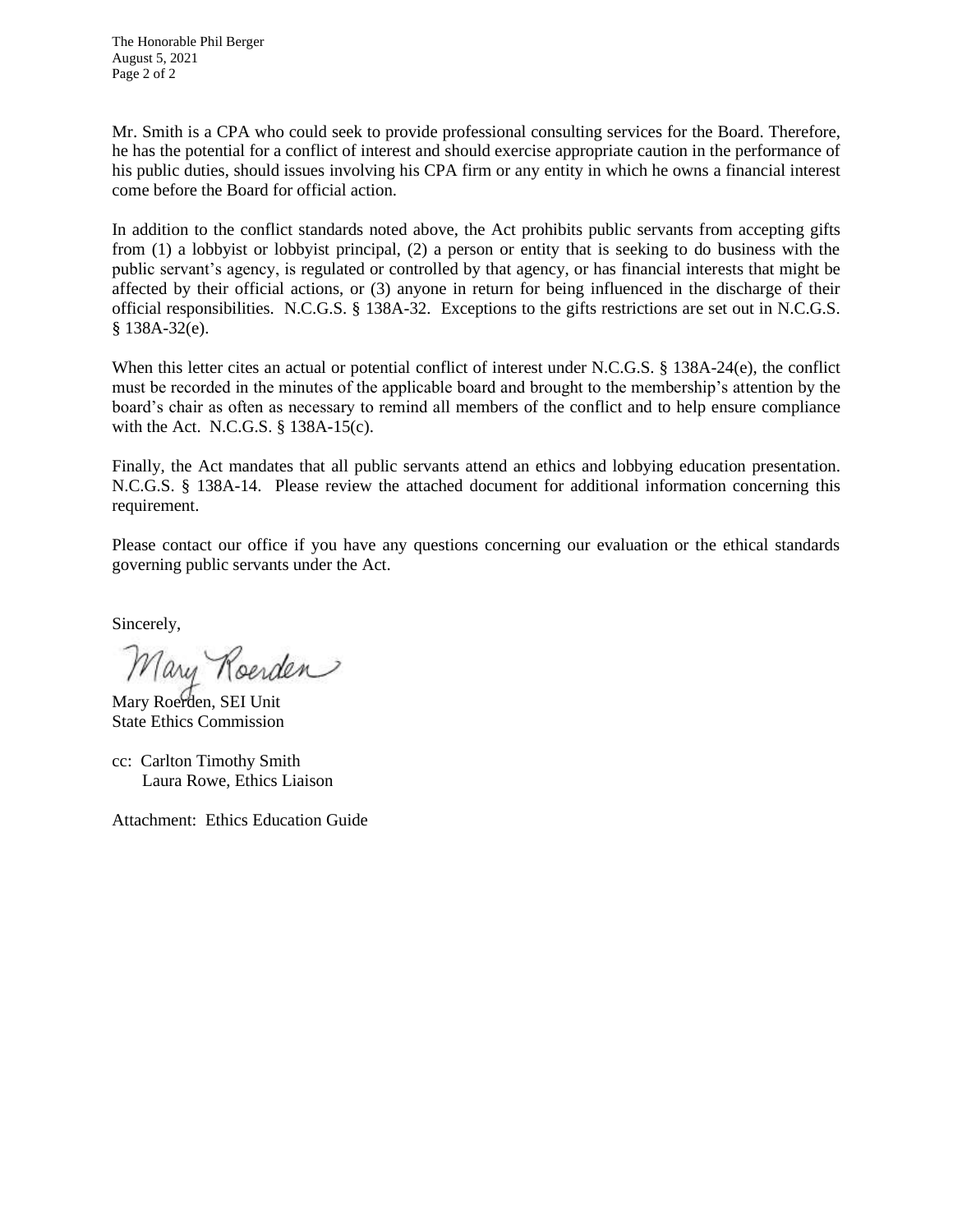Mr. Smith is a CPA who could seek to provide professional consulting services for the Board. Therefore, he has the potential for a conflict of interest and should exercise appropriate caution in the performance of his public duties, should issues involving his CPA firm or any entity in which he owns a financial interest come before the Board for official action.

In addition to the conflict standards noted above, the Act prohibits public servants from accepting gifts from (1) a lobbyist or lobbyist principal, (2) a person or entity that is seeking to do business with the public servant's agency, is regulated or controlled by that agency, or has financial interests that might be affected by their official actions, or (3) anyone in return for being influenced in the discharge of their official responsibilities. N.C.G.S. § 138A-32. Exceptions to the gifts restrictions are set out in N.C.G.S. § 138A-32(e).

When this letter cites an actual or potential conflict of interest under N.C.G.S. § 138A-24(e), the conflict must be recorded in the minutes of the applicable board and brought to the membership's attention by the board's chair as often as necessary to remind all members of the conflict and to help ensure compliance with the Act. N.C.G.S. § 138A-15(c).

Finally, the Act mandates that all public servants attend an ethics and lobbying education presentation. N.C.G.S. § 138A-14. Please review the attached document for additional information concerning this requirement.

Please contact our office if you have any questions concerning our evaluation or the ethical standards governing public servants under the Act.

Sincerely,

Mary Roerden

Mary Roerden, SEI Unit
State Ethics Commission

cc: Carlton Timothy Smith
Laura Rowe, Ethics Liaison

Attachment: Ethics Education Guide